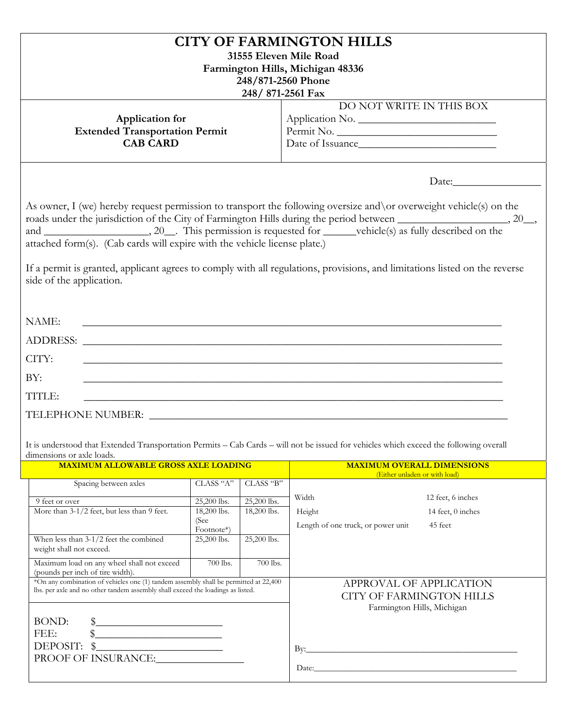# CITY OF FARMINGTON HILLS

**31555 Eleven Mile Road**
**Farmington Hills, Michigan 48336**
**248/871-2560 Phone**
**248/ 871-2561 Fax**

**Application for**
**Extended Transportation Permit**
**CAB CARD**

DO NOT WRITE IN THIS BOX
Application No. ___________________________
Permit No. ______________________________
Date of Issuance__________________________

Date:_________________

As owner, I (we) hereby request permission to transport the following oversize and\or overweight vehicle(s) on the roads under the jurisdiction of the City of Farmington Hills during the period between ____________________, 20__, and ___________________, 20__. This permission is requested for ______vehicle(s) as fully described on the attached form(s). (Cab cards will expire with the vehicle license plate.)

If a permit is granted, applicant agrees to comply with all regulations, provisions, and limitations listed on the reverse side of the application.

NAME: ______________________________________________________________________________

ADDRESS: ___________________________________________________________________________

CITY: ______________________________________________________________________________

BY: ________________________________________________________________________________

TITLE: _____________________________________________________________________________

TELEPHONE NUMBER: ________________________________________________________________

It is understood that Extended Transportation Permits – Cab Cards – will not be issued for vehicles which exceed the following overall dimensions or axle loads.

**MAXIMUM ALLOWABLE GROSS AXLE LOADING**

| Spacing between axles | CLASS "A" | CLASS "B" |
|---|---|---|
| 9 feet or over | 25,200 lbs. | 25,200 lbs. |
| More than 3-1/2 feet, but less than 9 feet. | 18,200 lbs. (See Footnote*) | 18,200 lbs. |
| When less than 3-1/2 feet the combined weight shall not exceed. | 25,200 lbs. | 25,200 lbs. |
| Maximum load on any wheel shall not exceed (pounds per inch of tire width). | 700 lbs. | 700 lbs. |

*On any combination of vehicles one (1) tandem assembly shall be permitted at 22,400 lbs. per axle and no other tandem assembly shall exceed the loadings as listed.

**MAXIMUM OVERALL DIMENSIONS**
(Either unladen or with load)

| | |
|---|---|
| Width | 12 feet, 6 inches |
| Height | 14 feet, 0 inches |
| Length of one truck, or power unit | 45 feet |

BOND: $________________________
FEE: $________________________
DEPOSIT: $________________________
PROOF OF INSURANCE:________________

APPROVAL OF APPLICATION
CITY OF FARMINGTON HILLS
Farmington Hills, Michigan

By:______________________________________________

Date:____________________________________________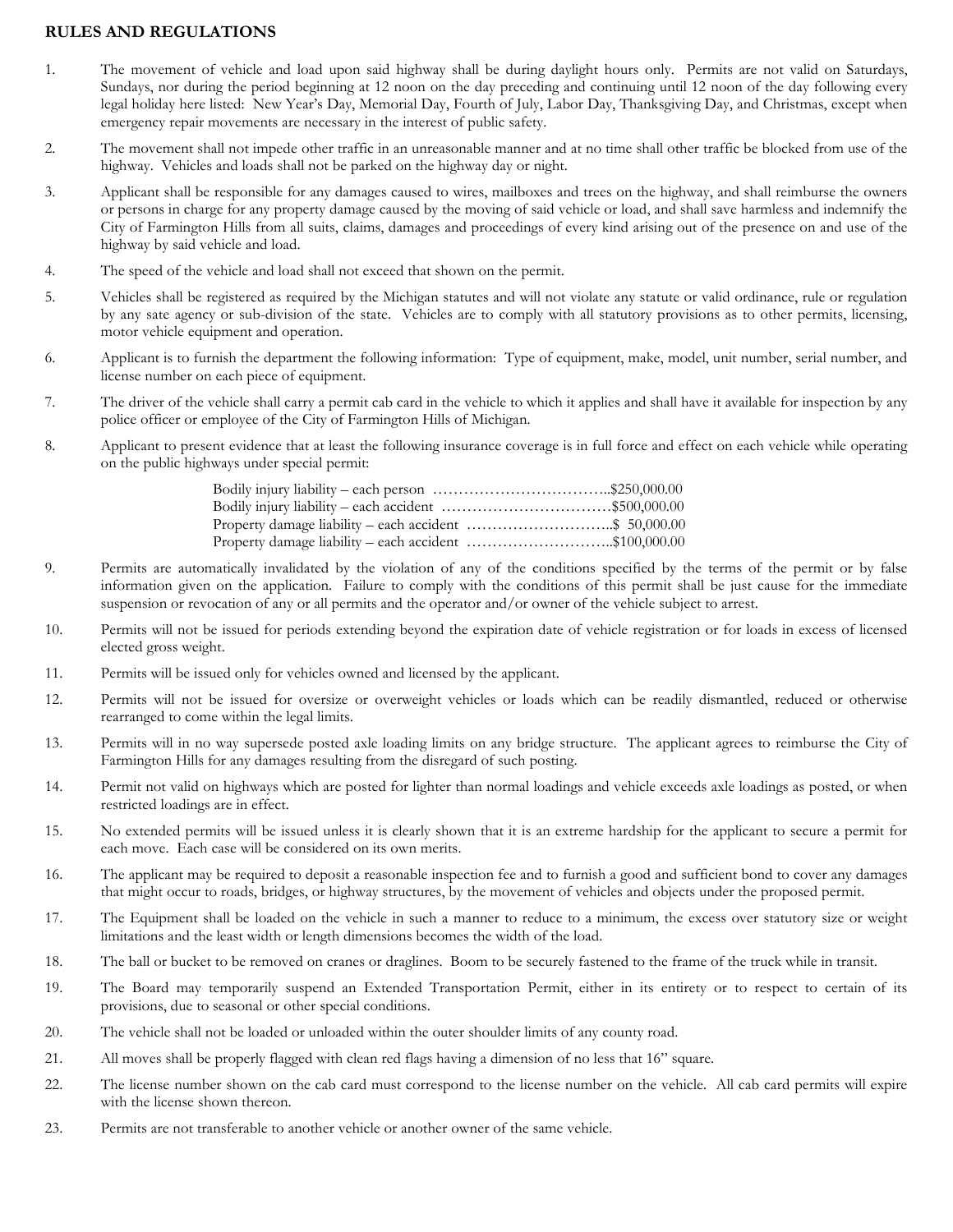**RULES AND REGULATIONS**

1. The movement of vehicle and load upon said highway shall be during daylight hours only. Permits are not valid on Saturdays, Sundays, nor during the period beginning at 12 noon on the day preceding and continuing until 12 noon of the day following every legal holiday here listed: New Year's Day, Memorial Day, Fourth of July, Labor Day, Thanksgiving Day, and Christmas, except when emergency repair movements are necessary in the interest of public safety.

2. The movement shall not impede other traffic in an unreasonable manner and at no time shall other traffic be blocked from use of the highway. Vehicles and loads shall not be parked on the highway day or night.

3. Applicant shall be responsible for any damages caused to wires, mailboxes and trees on the highway, and shall reimburse the owners or persons in charge for any property damage caused by the moving of said vehicle or load, and shall save harmless and indemnify the City of Farmington Hills from all suits, claims, damages and proceedings of every kind arising out of the presence on and use of the highway by said vehicle and load.

4. The speed of the vehicle and load shall not exceed that shown on the permit.

5. Vehicles shall be registered as required by the Michigan statutes and will not violate any statute or valid ordinance, rule or regulation by any sate agency or sub-division of the state. Vehicles are to comply with all statutory provisions as to other permits, licensing, motor vehicle equipment and operation.

6. Applicant is to furnish the department the following information: Type of equipment, make, model, unit number, serial number, and license number on each piece of equipment.

7. The driver of the vehicle shall carry a permit cab card in the vehicle to which it applies and shall have it available for inspection by any police officer or employee of the City of Farmington Hills of Michigan.

8. Applicant to present evidence that at least the following insurance coverage is in full force and effect on each vehicle while operating on the public highways under special permit:

   Bodily injury liability – each person ……………………………..$250,000.00
   Bodily injury liability – each accident ……………………………$500,000.00
   Property damage liability – each accident ………………………..$ 50,000.00
   Property damage liability – each accident ………………………..$100,000.00

9. Permits are automatically invalidated by the violation of any of the conditions specified by the terms of the permit or by false information given on the application. Failure to comply with the conditions of this permit shall be just cause for the immediate suspension or revocation of any or all permits and the operator and/or owner of the vehicle subject to arrest.

10. Permits will not be issued for periods extending beyond the expiration date of vehicle registration or for loads in excess of licensed elected gross weight.

11. Permits will be issued only for vehicles owned and licensed by the applicant.

12. Permits will not be issued for oversize or overweight vehicles or loads which can be readily dismantled, reduced or otherwise rearranged to come within the legal limits.

13. Permits will in no way supersede posted axle loading limits on any bridge structure. The applicant agrees to reimburse the City of Farmington Hills for any damages resulting from the disregard of such posting.

14. Permit not valid on highways which are posted for lighter than normal loadings and vehicle exceeds axle loadings as posted, or when restricted loadings are in effect.

15. No extended permits will be issued unless it is clearly shown that it is an extreme hardship for the applicant to secure a permit for each move. Each case will be considered on its own merits.

16. The applicant may be required to deposit a reasonable inspection fee and to furnish a good and sufficient bond to cover any damages that might occur to roads, bridges, or highway structures, by the movement of vehicles and objects under the proposed permit.

17. The Equipment shall be loaded on the vehicle in such a manner to reduce to a minimum, the excess over statutory size or weight limitations and the least width or length dimensions becomes the width of the load.

18. The ball or bucket to be removed on cranes or draglines. Boom to be securely fastened to the frame of the truck while in transit.

19. The Board may temporarily suspend an Extended Transportation Permit, either in its entirety or to respect to certain of its provisions, due to seasonal or other special conditions.

20. The vehicle shall not be loaded or unloaded within the outer shoulder limits of any county road.

21. All moves shall be properly flagged with clean red flags having a dimension of no less that 16" square.

22. The license number shown on the cab card must correspond to the license number on the vehicle. All cab card permits will expire with the license shown thereon.

23. Permits are not transferable to another vehicle or another owner of the same vehicle.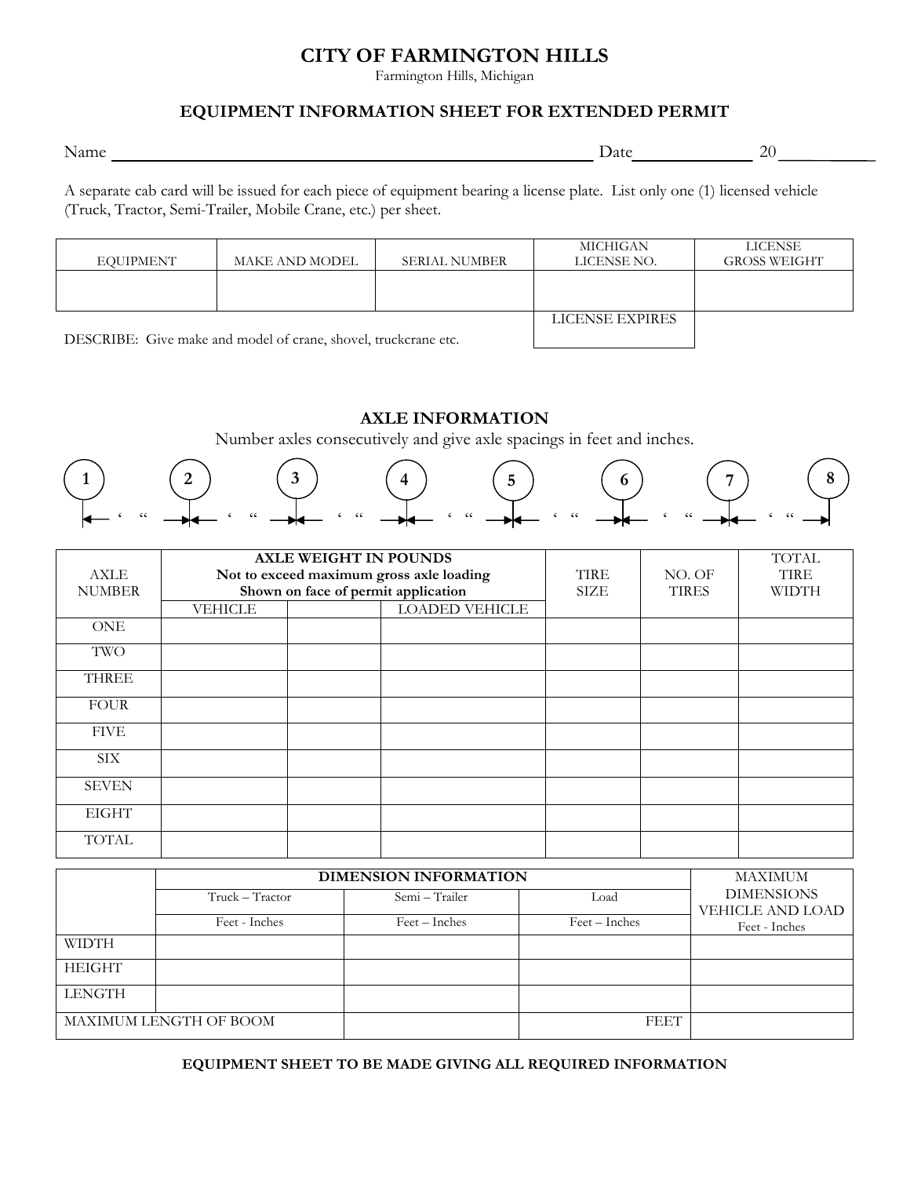# CITY OF FARMINGTON HILLS

Farmington Hills, Michigan

## EQUIPMENT INFORMATION SHEET FOR EXTENDED PERMIT

Name \_\_\_\_\_\_\_\_\_\_\_\_\_\_\_\_\_\_\_\_\_\_\_\_\_\_\_\_\_\_\_\_\_\_\_\_\_\_\_\_ Date\_\_\_\_\_\_\_\_\_\_\_\_\_ 20\_\_\_\_\_\_\_\_\_\_

A separate cab card will be issued for each piece of equipment bearing a license plate. List only one (1) licensed vehicle (Truck, Tractor, Semi-Trailer, Mobile Crane, etc.) per sheet.

| EQUIPMENT | MAKE AND MODEL | SERIAL NUMBER | MICHIGAN LICENSE NO. | LICENSE GROSS WEIGHT |
|---|---|---|---|---|
| | | | | |
| | | | LICENSE EXPIRES | |

DESCRIBE: Give make and model of crane, shovel, truckcrane etc.

## AXLE INFORMATION

Number axles consecutively and give axle spacings in feet and inches.

1 ‘ “ 2 ‘ “ 3 ‘ “ 4 ‘ “ 5 ‘ “ 6 ‘ “ 7 ‘ “ 8

| AXLE NUMBER | AXLE WEIGHT IN POUNDS **Not to exceed maximum gross axle loading Shown on face of permit application** | | | TIRE SIZE | NO. OF TIRES | TOTAL TIRE WIDTH |
|---|---|---|---|---|---|---|
| | VEHICLE | | LOADED VEHICLE | | | |
| ONE | | | | | | |
| TWO | | | | | | |
| THREE | | | | | | |
| FOUR | | | | | | |
| FIVE | | | | | | |
| SIX | | | | | | |
| SEVEN | | | | | | |
| EIGHT | | | | | | |
| TOTAL | | | | | | |

| | **DIMENSION INFORMATION** | | | MAXIMUM DIMENSIONS VEHICLE AND LOAD |
|---|---|---|---|---|
| | Truck – Tractor | Semi – Trailer | Load | |
| | Feet - Inches | Feet – Inches | Feet – Inches | Feet - Inches |
| WIDTH | | | | |
| HEIGHT | | | | |
| LENGTH | | | | |
| MAXIMUM LENGTH OF BOOM | | | FEET | |

**EQUIPMENT SHEET TO BE MADE GIVING ALL REQUIRED INFORMATION**